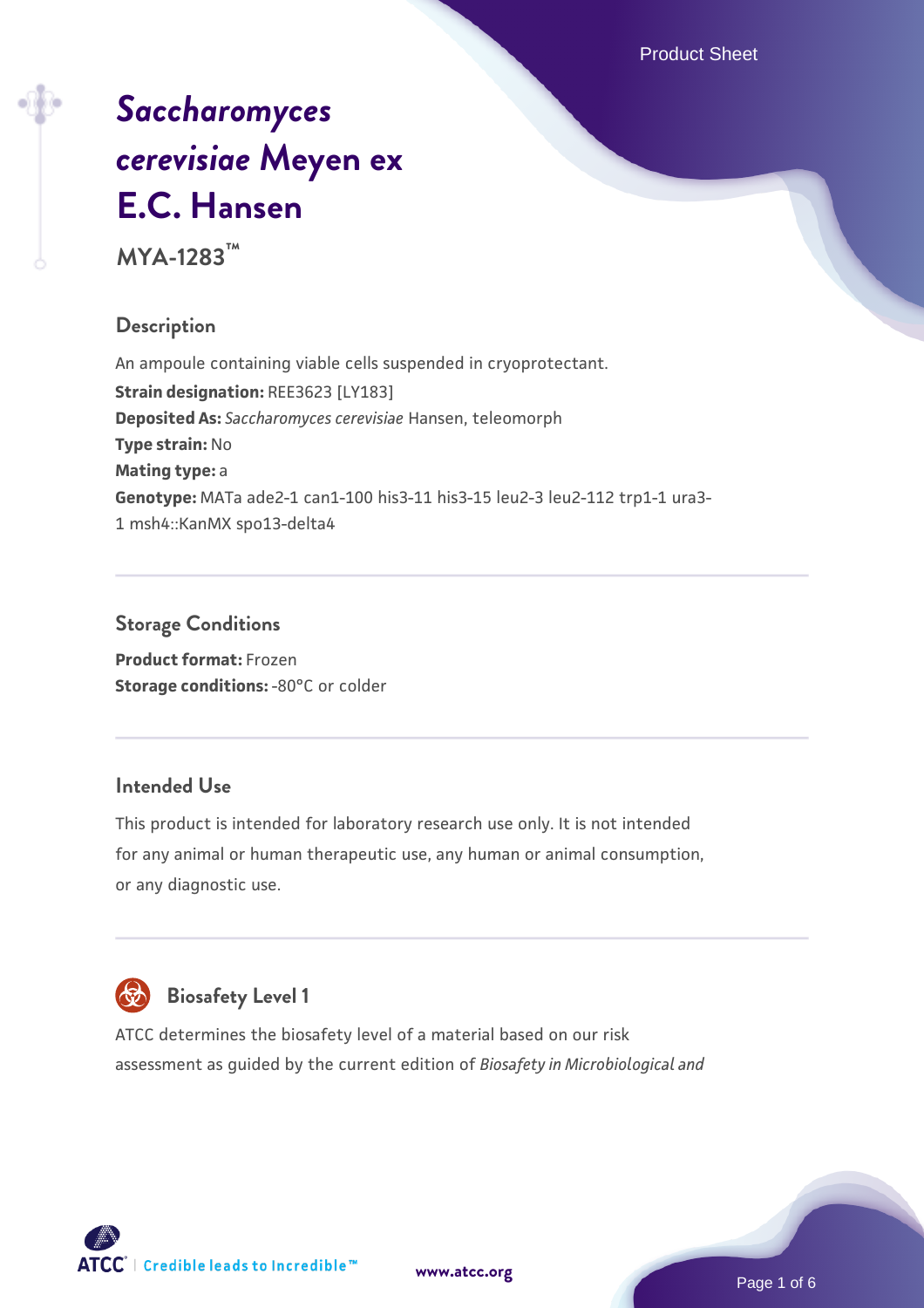# *Saccharomyces cerevisiae* Meyen ex E.C. Hansen

**MYA-1283™**

## Description

An ampoule containing viable cells suspended in cryoprotectant.

**Strain designation:** REE3623 [LY183]

**Deposited As:** *Saccharomyces cerevisiae* Hansen, teleomorph

**Type strain:** No

**Mating type:** a

**Genotype:** MATa ade2-1 can1-100 his3-11 his3-15 leu2-3 leu2-112 trp1-1 ura3-1 msh4::KanMX spo13-delta4

## Storage Conditions

**Product format:** Frozen

**Storage conditions:** -80°C or colder

## Intended Use

This product is intended for laboratory research use only. It is not intended for any animal or human therapeutic use, any human or animal consumption, or any diagnostic use.

## Biosafety Level 1

ATCC determines the biosafety level of a material based on our risk assessment as guided by the current edition of *Biosafety in Microbiological and*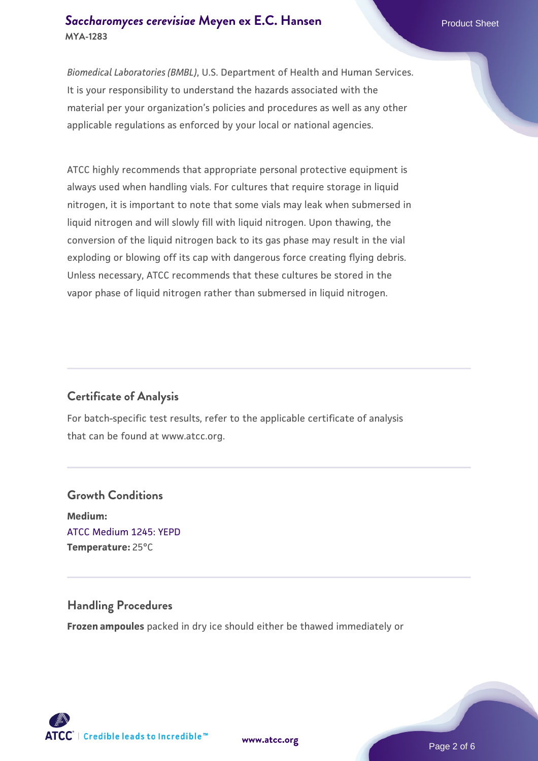*Biomedical Laboratories (BMBL)*, U.S. Department of Health and Human Services. It is your responsibility to understand the hazards associated with the material per your organization's policies and procedures as well as any other applicable regulations as enforced by your local or national agencies.

ATCC highly recommends that appropriate personal protective equipment is always used when handling vials. For cultures that require storage in liquid nitrogen, it is important to note that some vials may leak when submersed in liquid nitrogen and will slowly fill with liquid nitrogen. Upon thawing, the conversion of the liquid nitrogen back to its gas phase may result in the vial exploding or blowing off its cap with dangerous force creating flying debris. Unless necessary, ATCC recommends that these cultures be stored in the vapor phase of liquid nitrogen rather than submersed in liquid nitrogen.

## Certificate of Analysis

For batch-specific test results, refer to the applicable certificate of analysis that can be found at www.atcc.org.

## Growth Conditions

**Medium:**
ATCC Medium 1245: YEPD
**Temperature:** 25°C

## Handling Procedures

**Frozen ampoules** packed in dry ice should either be thawed immediately or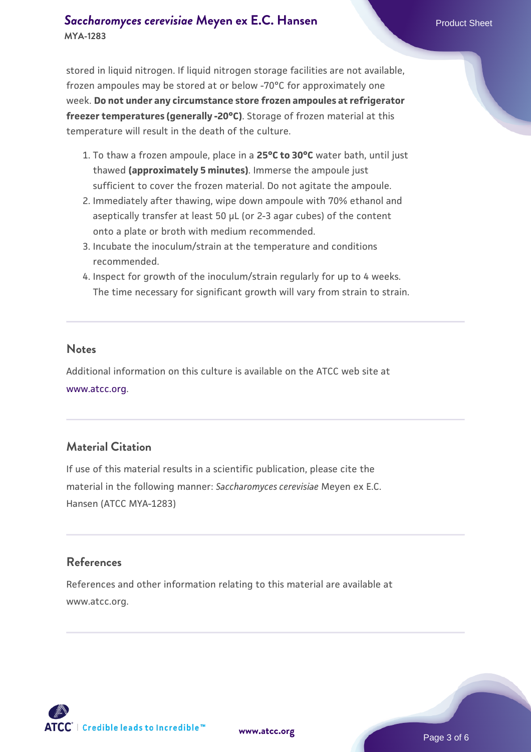stored in liquid nitrogen. If liquid nitrogen storage facilities are not available, frozen ampoules may be stored at or below -70°C for approximately one week. **Do not under any circumstance store frozen ampoules at refrigerator freezer temperatures (generally -20°C)**. Storage of frozen material at this temperature will result in the death of the culture.

1. To thaw a frozen ampoule, place in a **25°C to 30°C** water bath, until just thawed **(approximately 5 minutes)**. Immerse the ampoule just sufficient to cover the frozen material. Do not agitate the ampoule.
2. Immediately after thawing, wipe down ampoule with 70% ethanol and aseptically transfer at least 50 µL (or 2-3 agar cubes) of the content onto a plate or broth with medium recommended.
3. Incubate the inoculum/strain at the temperature and conditions recommended.
4. Inspect for growth of the inoculum/strain regularly for up to 4 weeks. The time necessary for significant growth will vary from strain to strain.

## Notes

Additional information on this culture is available on the ATCC web site at www.atcc.org.

## Material Citation

If use of this material results in a scientific publication, please cite the material in the following manner: *Saccharomyces cerevisiae* Meyen ex E.C. Hansen (ATCC MYA-1283)

## References

References and other information relating to this material are available at www.atcc.org.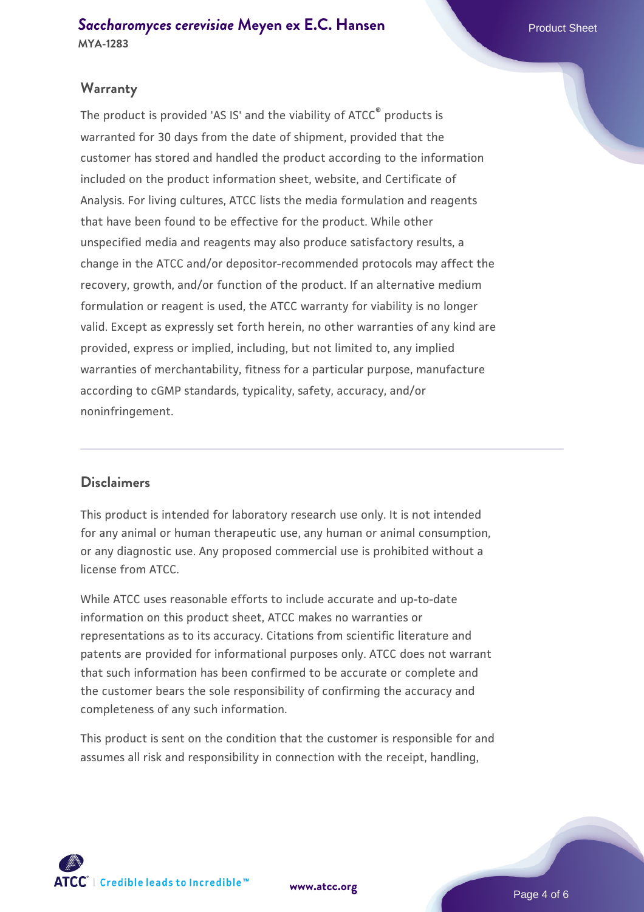## Warranty

The product is provided 'AS IS' and the viability of ATCC® products is warranted for 30 days from the date of shipment, provided that the customer has stored and handled the product according to the information included on the product information sheet, website, and Certificate of Analysis. For living cultures, ATCC lists the media formulation and reagents that have been found to be effective for the product. While other unspecified media and reagents may also produce satisfactory results, a change in the ATCC and/or depositor-recommended protocols may affect the recovery, growth, and/or function of the product. If an alternative medium formulation or reagent is used, the ATCC warranty for viability is no longer valid. Except as expressly set forth herein, no other warranties of any kind are provided, express or implied, including, but not limited to, any implied warranties of merchantability, fitness for a particular purpose, manufacture according to cGMP standards, typicality, safety, accuracy, and/or noninfringement.

## Disclaimers

This product is intended for laboratory research use only. It is not intended for any animal or human therapeutic use, any human or animal consumption, or any diagnostic use. Any proposed commercial use is prohibited without a license from ATCC.

While ATCC uses reasonable efforts to include accurate and up-to-date information on this product sheet, ATCC makes no warranties or representations as to its accuracy. Citations from scientific literature and patents are provided for informational purposes only. ATCC does not warrant that such information has been confirmed to be accurate or complete and the customer bears the sole responsibility of confirming the accuracy and completeness of any such information.

This product is sent on the condition that the customer is responsible for and assumes all risk and responsibility in connection with the receipt, handling,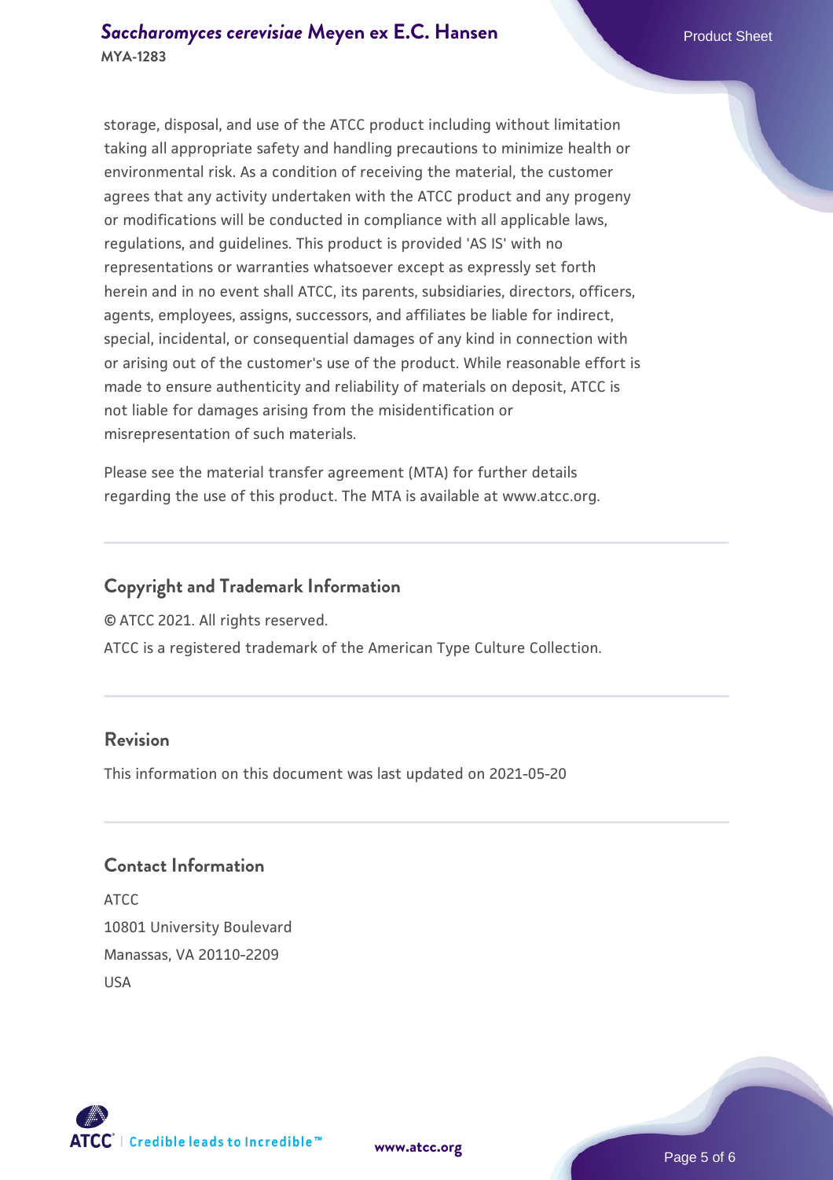storage, disposal, and use of the ATCC product including without limitation taking all appropriate safety and handling precautions to minimize health or environmental risk. As a condition of receiving the material, the customer agrees that any activity undertaken with the ATCC product and any progeny or modifications will be conducted in compliance with all applicable laws, regulations, and guidelines. This product is provided 'AS IS' with no representations or warranties whatsoever except as expressly set forth herein and in no event shall ATCC, its parents, subsidiaries, directors, officers, agents, employees, assigns, successors, and affiliates be liable for indirect, special, incidental, or consequential damages of any kind in connection with or arising out of the customer's use of the product. While reasonable effort is made to ensure authenticity and reliability of materials on deposit, ATCC is not liable for damages arising from the misidentification or misrepresentation of such materials.

Please see the material transfer agreement (MTA) for further details regarding the use of this product. The MTA is available at www.atcc.org.

## Copyright and Trademark Information

© ATCC 2021. All rights reserved.

ATCC is a registered trademark of the American Type Culture Collection.

## Revision

This information on this document was last updated on 2021-05-20

## Contact Information

ATCC
10801 University Boulevard
Manassas, VA 20110-2209
USA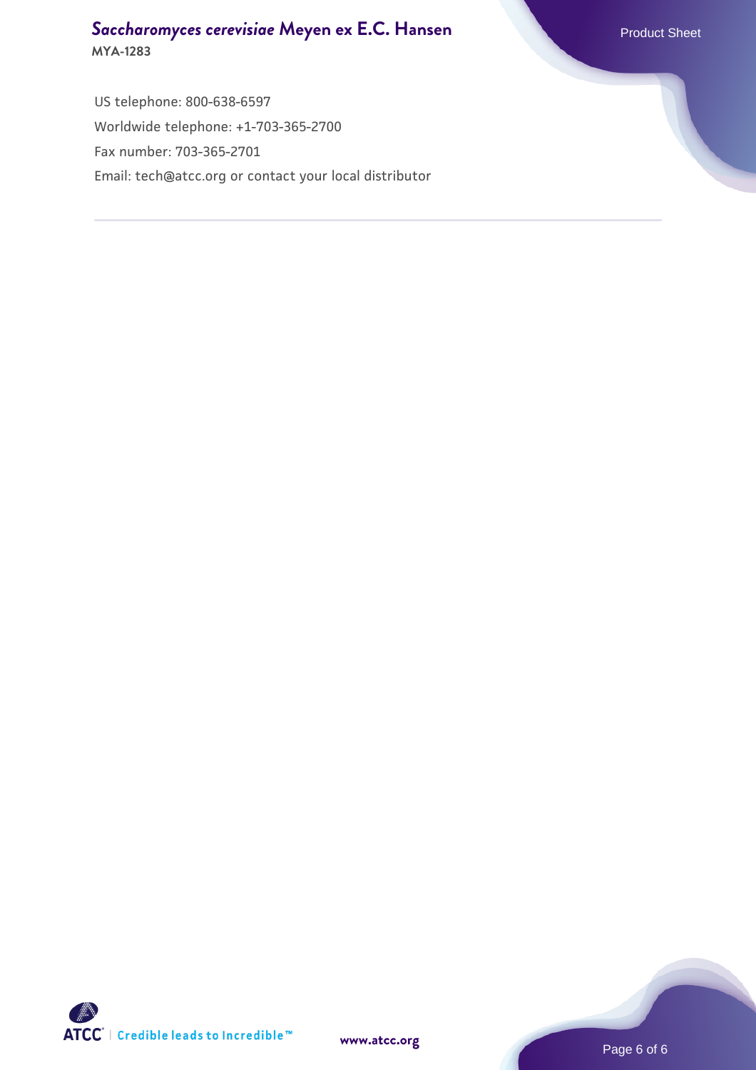US telephone: 800-638-6597

Worldwide telephone: +1-703-365-2700

Fax number: 703-365-2701

Email: tech@atcc.org or contact your local distributor